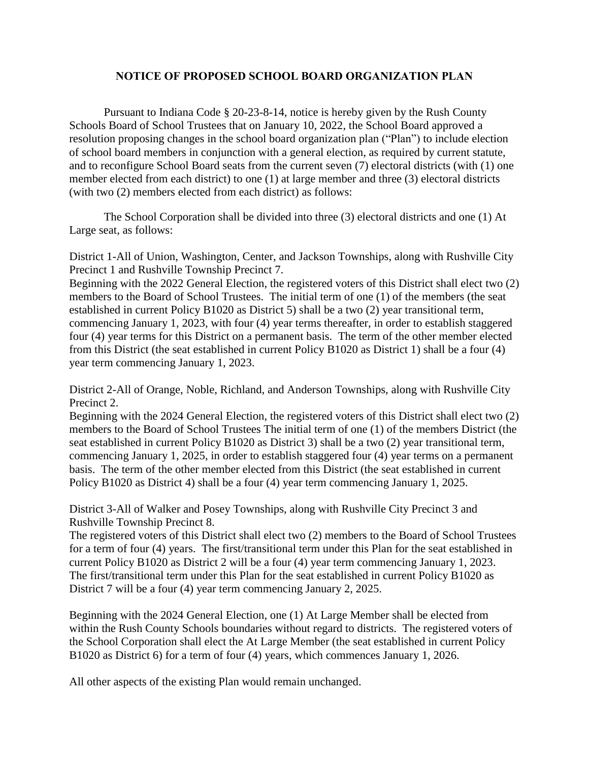# NOTICE OF PROPOSED SCHOOL BOARD ORGANIZATION PLAN

Pursuant to Indiana Code § 20-23-8-14, notice is hereby given by the Rush County Schools Board of School Trustees that on January 10, 2022, the School Board approved a resolution proposing changes in the school board organization plan ("Plan") to include election of school board members in conjunction with a general election, as required by current statute, and to reconfigure School Board seats from the current seven (7) electoral districts (with (1) one member elected from each district) to one (1) at large member and three (3) electoral districts (with two (2) members elected from each district) as follows:

The School Corporation shall be divided into three (3) electoral districts and one (1) At Large seat, as follows:

District 1-All of Union, Washington, Center, and Jackson Townships, along with Rushville City Precinct 1 and Rushville Township Precinct 7.
Beginning with the 2022 General Election, the registered voters of this District shall elect two (2) members to the Board of School Trustees. The initial term of one (1) of the members (the seat established in current Policy B1020 as District 5) shall be a two (2) year transitional term, commencing January 1, 2023, with four (4) year terms thereafter, in order to establish staggered four (4) year terms for this District on a permanent basis. The term of the other member elected from this District (the seat established in current Policy B1020 as District 1) shall be a four (4) year term commencing January 1, 2023.

District 2-All of Orange, Noble, Richland, and Anderson Townships, along with Rushville City Precinct 2.
Beginning with the 2024 General Election, the registered voters of this District shall elect two (2) members to the Board of School Trustees The initial term of one (1) of the members District (the seat established in current Policy B1020 as District 3) shall be a two (2) year transitional term, commencing January 1, 2025, in order to establish staggered four (4) year terms on a permanent basis. The term of the other member elected from this District (the seat established in current Policy B1020 as District 4) shall be a four (4) year term commencing January 1, 2025.

District 3-All of Walker and Posey Townships, along with Rushville City Precinct 3 and Rushville Township Precinct 8.
The registered voters of this District shall elect two (2) members to the Board of School Trustees for a term of four (4) years. The first/transitional term under this Plan for the seat established in current Policy B1020 as District 2 will be a four (4) year term commencing January 1, 2023. The first/transitional term under this Plan for the seat established in current Policy B1020 as District 7 will be a four (4) year term commencing January 2, 2025.

Beginning with the 2024 General Election, one (1) At Large Member shall be elected from within the Rush County Schools boundaries without regard to districts. The registered voters of the School Corporation shall elect the At Large Member (the seat established in current Policy B1020 as District 6) for a term of four (4) years, which commences January 1, 2026.

All other aspects of the existing Plan would remain unchanged.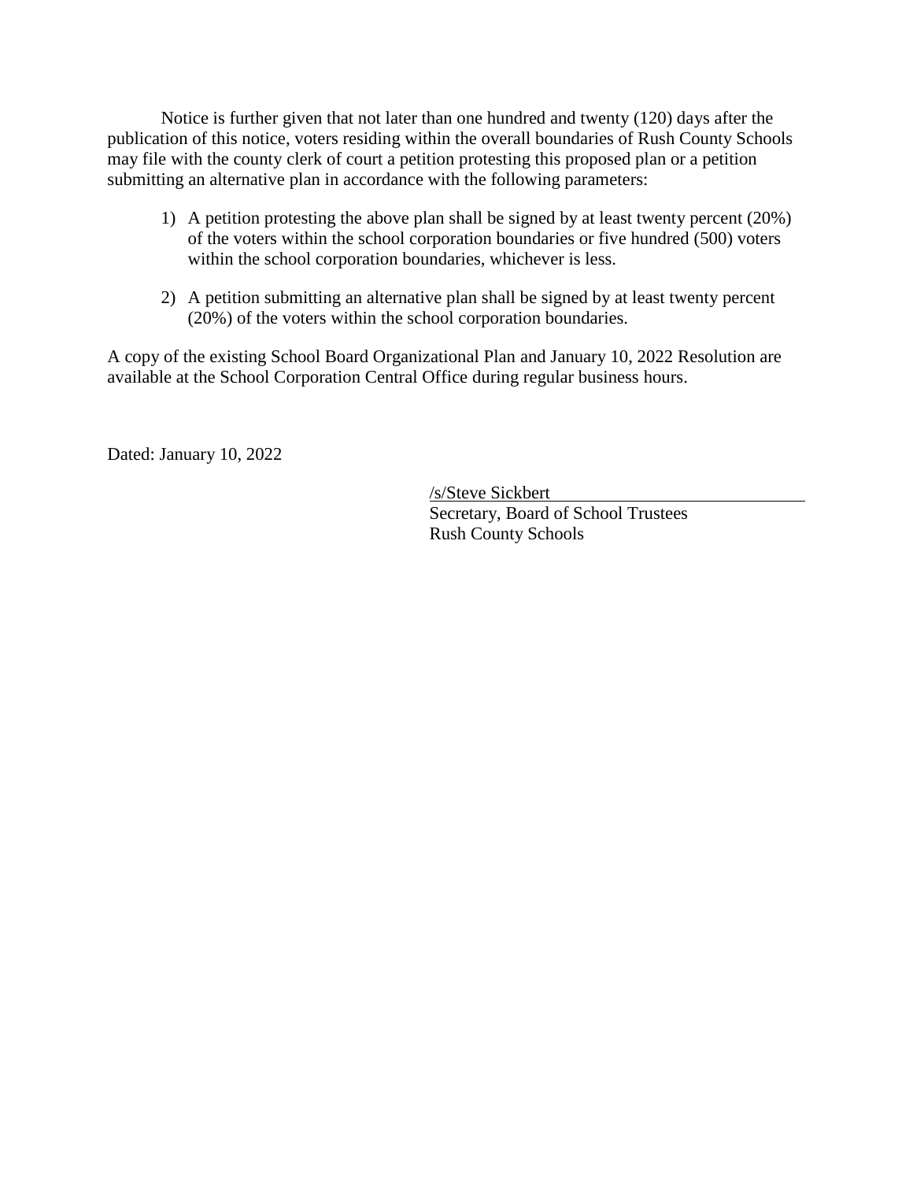Notice is further given that not later than one hundred and twenty (120) days after the publication of this notice, voters residing within the overall boundaries of Rush County Schools may file with the county clerk of court a petition protesting this proposed plan or a petition submitting an alternative plan in accordance with the following parameters:

1) A petition protesting the above plan shall be signed by at least twenty percent (20%) of the voters within the school corporation boundaries or five hundred (500) voters within the school corporation boundaries, whichever is less.

2) A petition submitting an alternative plan shall be signed by at least twenty percent (20%) of the voters within the school corporation boundaries.

A copy of the existing School Board Organizational Plan and January 10, 2022 Resolution are available at the School Corporation Central Office during regular business hours.

Dated: January 10, 2022

/s/Steve Sickbert
Secretary, Board of School Trustees
Rush County Schools